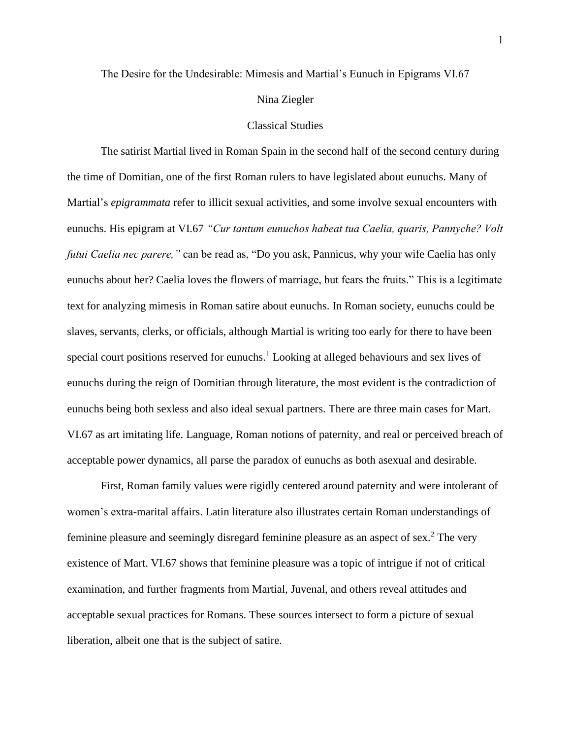The Desire for the Undesirable: Mimesis and Martial's Eunuch in Epigrams VI.67

Nina Ziegler

Classical Studies

The satirist Martial lived in Roman Spain in the second half of the second century during the time of Domitian, one of the first Roman rulers to have legislated about eunuchs. Many of Martial's *epigrammata* refer to illicit sexual activities, and some involve sexual encounters with eunuchs. His epigram at VI.67 *"Cur tantum eunuchos habeat tua Caelia, quaris, Pannyche? Volt futui Caelia nec parere,"* can be read as, "Do you ask, Pannicus, why your wife Caelia has only eunuchs about her? Caelia loves the flowers of marriage, but fears the fruits." This is a legitimate text for analyzing mimesis in Roman satire about eunuchs. In Roman society, eunuchs could be slaves, servants, clerks, or officials, although Martial is writing too early for there to have been special court positions reserved for eunuchs.[1] Looking at alleged behaviours and sex lives of eunuchs during the reign of Domitian through literature, the most evident is the contradiction of eunuchs being both sexless and also ideal sexual partners. There are three main cases for Mart. VI.67 as art imitating life. Language, Roman notions of paternity, and real or perceived breach of acceptable power dynamics, all parse the paradox of eunuchs as both asexual and desirable.

First, Roman family values were rigidly centered around paternity and were intolerant of women's extra-marital affairs. Latin literature also illustrates certain Roman understandings of feminine pleasure and seemingly disregard feminine pleasure as an aspect of sex.[2] The very existence of Mart. VI.67 shows that feminine pleasure was a topic of intrigue if not of critical examination, and further fragments from Martial, Juvenal, and others reveal attitudes and acceptable sexual practices for Romans. These sources intersect to form a picture of sexual liberation, albeit one that is the subject of satire.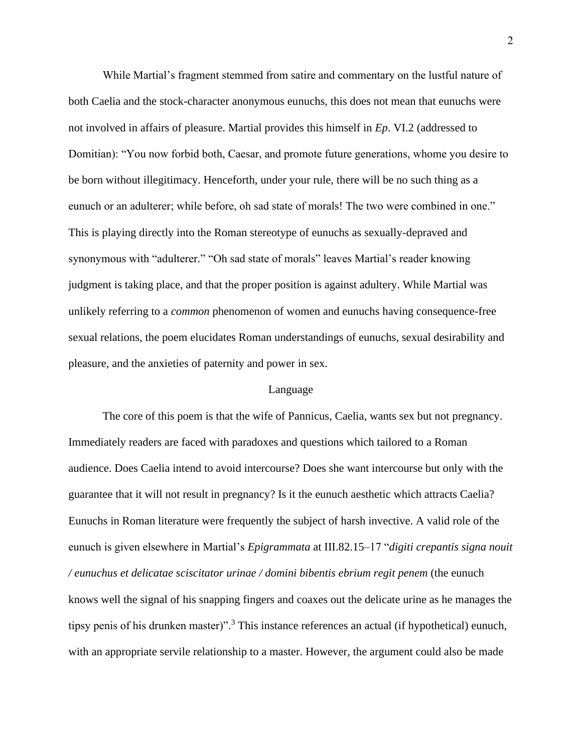While Martial's fragment stemmed from satire and commentary on the lustful nature of both Caelia and the stock-character anonymous eunuchs, this does not mean that eunuchs were not involved in affairs of pleasure. Martial provides this himself in *Ep*. VI.2 (addressed to Domitian): "You now forbid both, Caesar, and promote future generations, whome you desire to be born without illegitimacy. Henceforth, under your rule, there will be no such thing as a eunuch or an adulterer; while before, oh sad state of morals! The two were combined in one." This is playing directly into the Roman stereotype of eunuchs as sexually-depraved and synonymous with "adulterer." "Oh sad state of morals" leaves Martial's reader knowing judgment is taking place, and that the proper position is against adultery. While Martial was unlikely referring to a *common* phenomenon of women and eunuchs having consequence-free sexual relations, the poem elucidates Roman understandings of eunuchs, sexual desirability and pleasure, and the anxieties of paternity and power in sex.

## Language

The core of this poem is that the wife of Pannicus, Caelia, wants sex but not pregnancy. Immediately readers are faced with paradoxes and questions which tailored to a Roman audience. Does Caelia intend to avoid intercourse? Does she want intercourse but only with the guarantee that it will not result in pregnancy? Is it the eunuch aesthetic which attracts Caelia? Eunuchs in Roman literature were frequently the subject of harsh invective. A valid role of the eunuch is given elsewhere in Martial's *Epigrammata* at III.82.15–17 "*digiti crepantis signa nouit / eunuchus et delicatae sciscitator urinae / domini bibentis ebrium regit penem* (the eunuch knows well the signal of his snapping fingers and coaxes out the delicate urine as he manages the tipsy penis of his drunken master)".[3] This instance references an actual (if hypothetical) eunuch, with an appropriate servile relationship to a master. However, the argument could also be made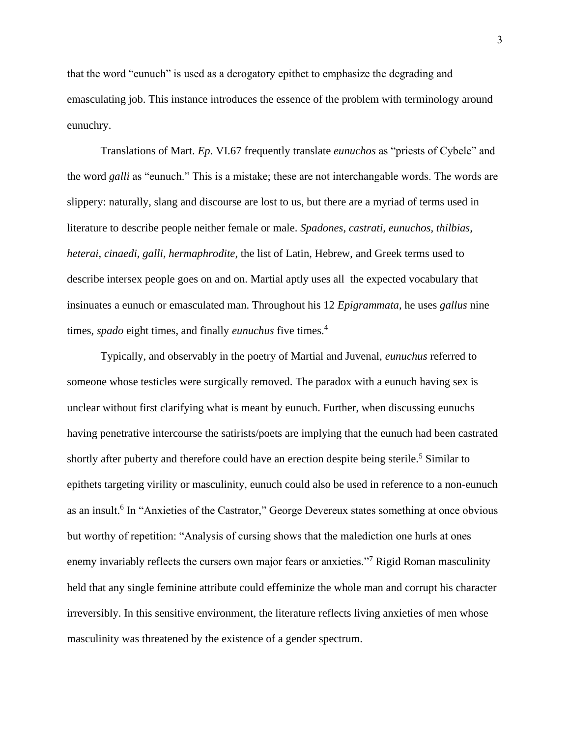that the word "eunuch" is used as a derogatory epithet to emphasize the degrading and emasculating job. This instance introduces the essence of the problem with terminology around eunuchry.

Translations of Mart. *Ep*. VI.67 frequently translate *eunuchos* as "priests of Cybele" and the word *galli* as "eunuch." This is a mistake; these are not interchangable words. The words are slippery: naturally, slang and discourse are lost to us, but there are a myriad of terms used in literature to describe people neither female or male. *Spadones, castrati, eunuchos, thilbias, heterai, cinaedi, galli, hermaphrodite*, the list of Latin, Hebrew, and Greek terms used to describe intersex people goes on and on. Martial aptly uses all the expected vocabulary that insinuates a eunuch or emasculated man. Throughout his 12 *Epigrammata*, he uses *gallus* nine times, *spado* eight times, and finally *eunuchus* five times.[4]

Typically, and observably in the poetry of Martial and Juvenal, *eunuchus* referred to someone whose testicles were surgically removed. The paradox with a eunuch having sex is unclear without first clarifying what is meant by eunuch. Further, when discussing eunuchs having penetrative intercourse the satirists/poets are implying that the eunuch had been castrated shortly after puberty and therefore could have an erection despite being sterile.[5] Similar to epithets targeting virility or masculinity, eunuch could also be used in reference to a non-eunuch as an insult.[6] In "Anxieties of the Castrator," George Devereux states something at once obvious but worthy of repetition: "Analysis of cursing shows that the malediction one hurls at ones enemy invariably reflects the cursers own major fears or anxieties."[7] Rigid Roman masculinity held that any single feminine attribute could effeminize the whole man and corrupt his character irreversibly. In this sensitive environment, the literature reflects living anxieties of men whose masculinity was threatened by the existence of a gender spectrum.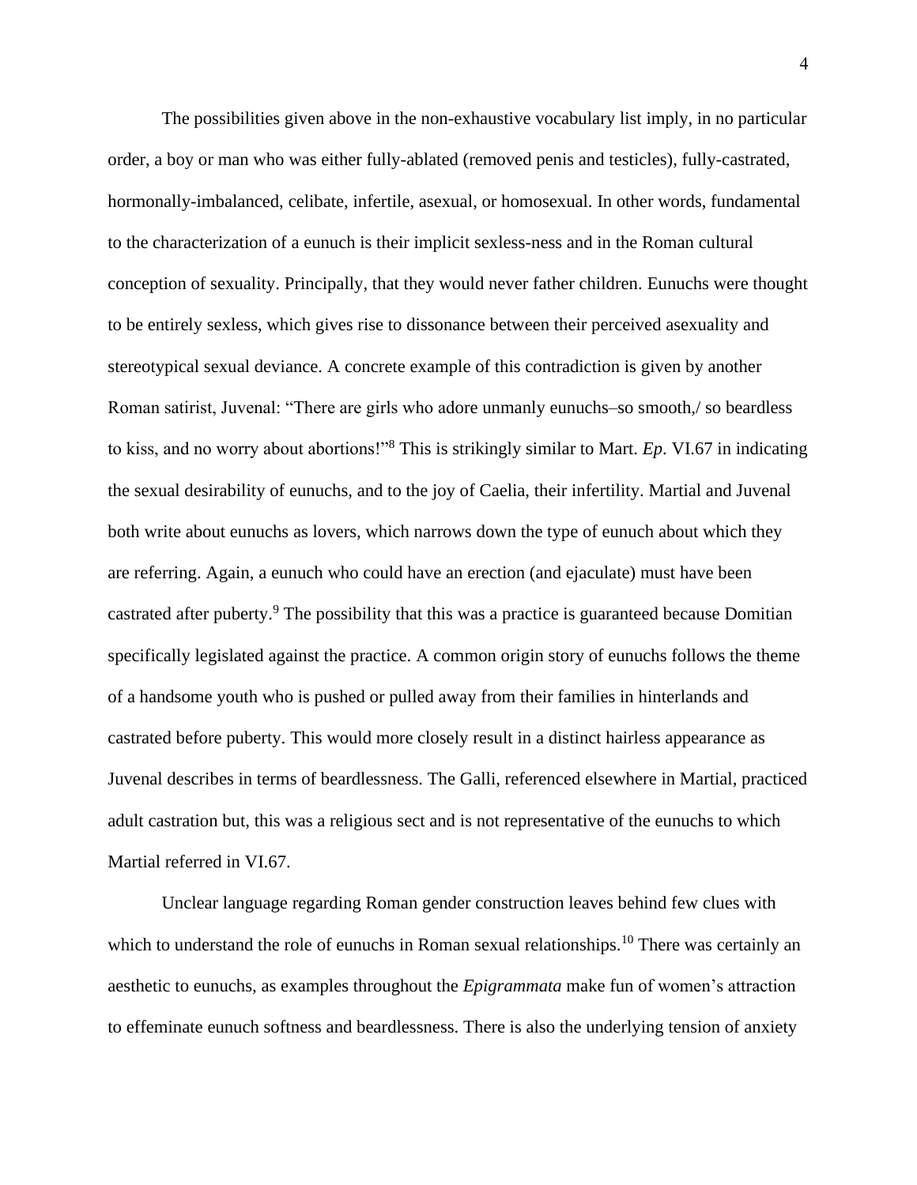The possibilities given above in the non-exhaustive vocabulary list imply, in no particular order, a boy or man who was either fully-ablated (removed penis and testicles), fully-castrated, hormonally-imbalanced, celibate, infertile, asexual, or homosexual. In other words, fundamental to the characterization of a eunuch is their implicit sexless-ness and in the Roman cultural conception of sexuality. Principally, that they would never father children. Eunuchs were thought to be entirely sexless, which gives rise to dissonance between their perceived asexuality and stereotypical sexual deviance. A concrete example of this contradiction is given by another Roman satirist, Juvenal: "There are girls who adore unmanly eunuchs–so smooth,/ so beardless to kiss, and no worry about abortions!"[8] This is strikingly similar to Mart. *Ep*. VI.67 in indicating the sexual desirability of eunuchs, and to the joy of Caelia, their infertility. Martial and Juvenal both write about eunuchs as lovers, which narrows down the type of eunuch about which they are referring. Again, a eunuch who could have an erection (and ejaculate) must have been castrated after puberty.[9] The possibility that this was a practice is guaranteed because Domitian specifically legislated against the practice. A common origin story of eunuchs follows the theme of a handsome youth who is pushed or pulled away from their families in hinterlands and castrated before puberty. This would more closely result in a distinct hairless appearance as Juvenal describes in terms of beardlessness. The Galli, referenced elsewhere in Martial, practiced adult castration but, this was a religious sect and is not representative of the eunuchs to which Martial referred in VI.67.

Unclear language regarding Roman gender construction leaves behind few clues with which to understand the role of eunuchs in Roman sexual relationships.[10] There was certainly an aesthetic to eunuchs, as examples throughout the *Epigrammata* make fun of women's attraction to effeminate eunuch softness and beardlessness. There is also the underlying tension of anxiety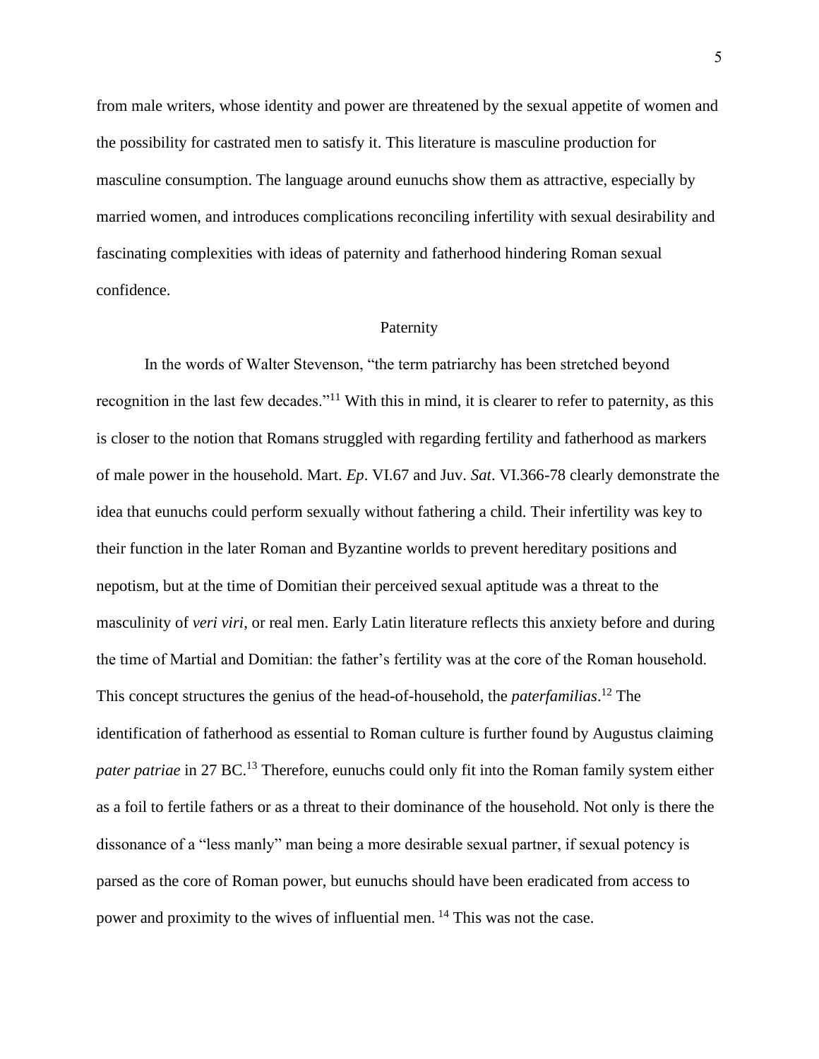from male writers, whose identity and power are threatened by the sexual appetite of women and the possibility for castrated men to satisfy it. This literature is masculine production for masculine consumption. The language around eunuchs show them as attractive, especially by married women, and introduces complications reconciling infertility with sexual desirability and fascinating complexities with ideas of paternity and fatherhood hindering Roman sexual confidence.

## Paternity

In the words of Walter Stevenson, "the term patriarchy has been stretched beyond recognition in the last few decades."[11] With this in mind, it is clearer to refer to paternity, as this is closer to the notion that Romans struggled with regarding fertility and fatherhood as markers of male power in the household. Mart. *Ep*. VI.67 and Juv. *Sat*. VI.366-78 clearly demonstrate the idea that eunuchs could perform sexually without fathering a child. Their infertility was key to their function in the later Roman and Byzantine worlds to prevent hereditary positions and nepotism, but at the time of Domitian their perceived sexual aptitude was a threat to the masculinity of *veri viri*, or real men. Early Latin literature reflects this anxiety before and during the time of Martial and Domitian: the father's fertility was at the core of the Roman household. This concept structures the genius of the head-of-household, the *paterfamilias*.[12] The identification of fatherhood as essential to Roman culture is further found by Augustus claiming *pater patriae* in 27 BC.[13] Therefore, eunuchs could only fit into the Roman family system either as a foil to fertile fathers or as a threat to their dominance of the household. Not only is there the dissonance of a "less manly" man being a more desirable sexual partner, if sexual potency is parsed as the core of Roman power, but eunuchs should have been eradicated from access to power and proximity to the wives of influential men. [14] This was not the case.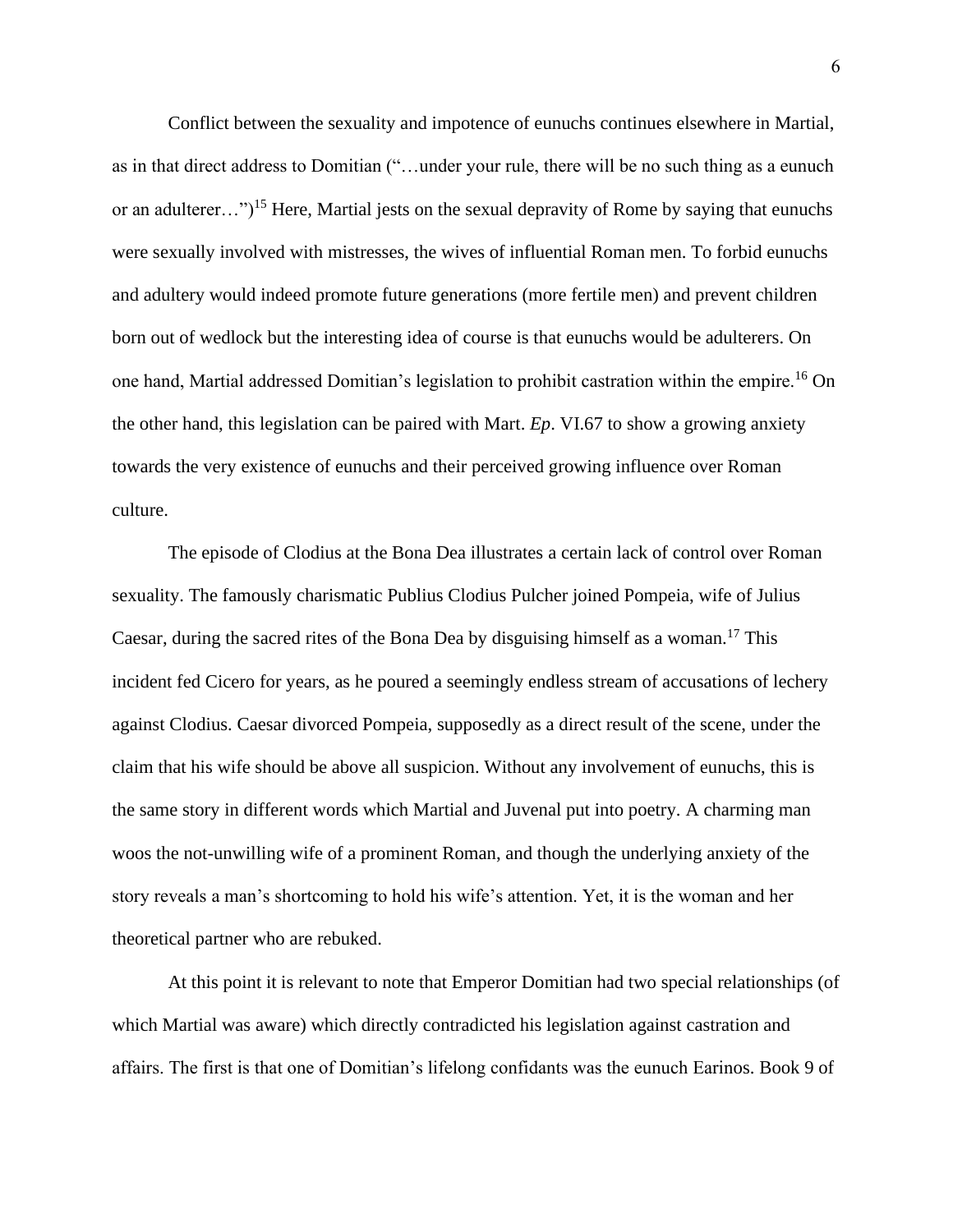Conflict between the sexuality and impotence of eunuchs continues elsewhere in Martial, as in that direct address to Domitian ("…under your rule, there will be no such thing as a eunuch or an adulterer…")[15] Here, Martial jests on the sexual depravity of Rome by saying that eunuchs were sexually involved with mistresses, the wives of influential Roman men. To forbid eunuchs and adultery would indeed promote future generations (more fertile men) and prevent children born out of wedlock but the interesting idea of course is that eunuchs would be adulterers. On one hand, Martial addressed Domitian's legislation to prohibit castration within the empire.[16] On the other hand, this legislation can be paired with Mart. *Ep*. VI.67 to show a growing anxiety towards the very existence of eunuchs and their perceived growing influence over Roman culture.

The episode of Clodius at the Bona Dea illustrates a certain lack of control over Roman sexuality. The famously charismatic Publius Clodius Pulcher joined Pompeia, wife of Julius Caesar, during the sacred rites of the Bona Dea by disguising himself as a woman.[17] This incident fed Cicero for years, as he poured a seemingly endless stream of accusations of lechery against Clodius. Caesar divorced Pompeia, supposedly as a direct result of the scene, under the claim that his wife should be above all suspicion. Without any involvement of eunuchs, this is the same story in different words which Martial and Juvenal put into poetry. A charming man woos the not-unwilling wife of a prominent Roman, and though the underlying anxiety of the story reveals a man's shortcoming to hold his wife's attention. Yet, it is the woman and her theoretical partner who are rebuked.

At this point it is relevant to note that Emperor Domitian had two special relationships (of which Martial was aware) which directly contradicted his legislation against castration and affairs. The first is that one of Domitian's lifelong confidants was the eunuch Earinos. Book 9 of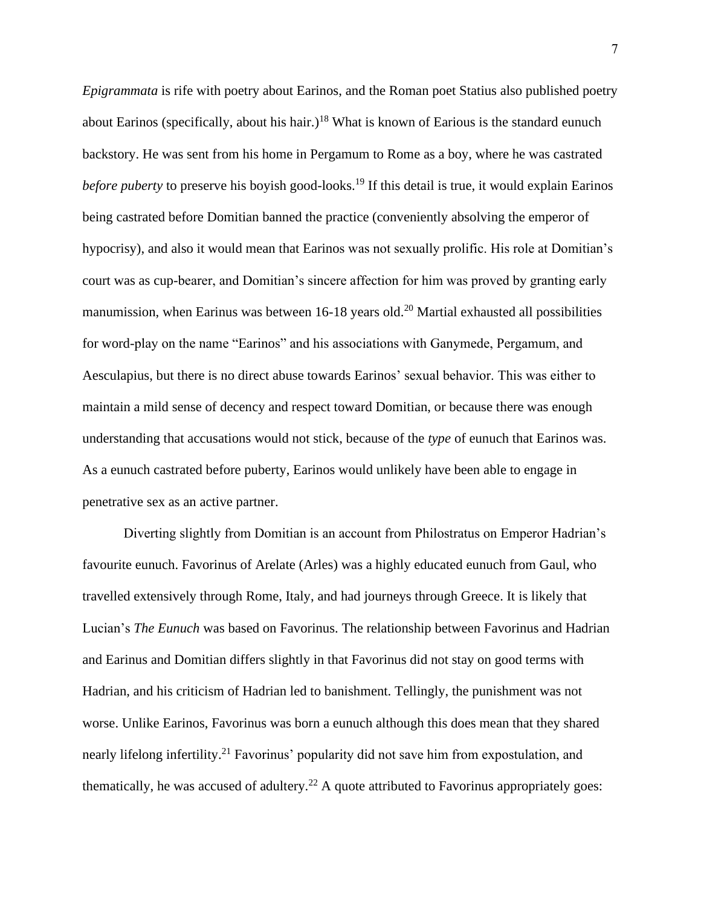*Epigrammata* is rife with poetry about Earinos, and the Roman poet Statius also published poetry about Earinos (specifically, about his hair.)[18] What is known of Earious is the standard eunuch backstory. He was sent from his home in Pergamum to Rome as a boy, where he was castrated *before puberty* to preserve his boyish good-looks.[19] If this detail is true, it would explain Earinos being castrated before Domitian banned the practice (conveniently absolving the emperor of hypocrisy), and also it would mean that Earinos was not sexually prolific. His role at Domitian's court was as cup-bearer, and Domitian's sincere affection for him was proved by granting early manumission, when Earinus was between 16-18 years old.[20] Martial exhausted all possibilities for word-play on the name "Earinos" and his associations with Ganymede, Pergamum, and Aesculapius, but there is no direct abuse towards Earinos' sexual behavior. This was either to maintain a mild sense of decency and respect toward Domitian, or because there was enough understanding that accusations would not stick, because of the *type* of eunuch that Earinos was. As a eunuch castrated before puberty, Earinos would unlikely have been able to engage in penetrative sex as an active partner.

Diverting slightly from Domitian is an account from Philostratus on Emperor Hadrian's favourite eunuch. Favorinus of Arelate (Arles) was a highly educated eunuch from Gaul, who travelled extensively through Rome, Italy, and had journeys through Greece. It is likely that Lucian's *The Eunuch* was based on Favorinus. The relationship between Favorinus and Hadrian and Earinus and Domitian differs slightly in that Favorinus did not stay on good terms with Hadrian, and his criticism of Hadrian led to banishment. Tellingly, the punishment was not worse. Unlike Earinos, Favorinus was born a eunuch although this does mean that they shared nearly lifelong infertility.[21] Favorinus' popularity did not save him from expostulation, and thematically, he was accused of adultery.[22] A quote attributed to Favorinus appropriately goes: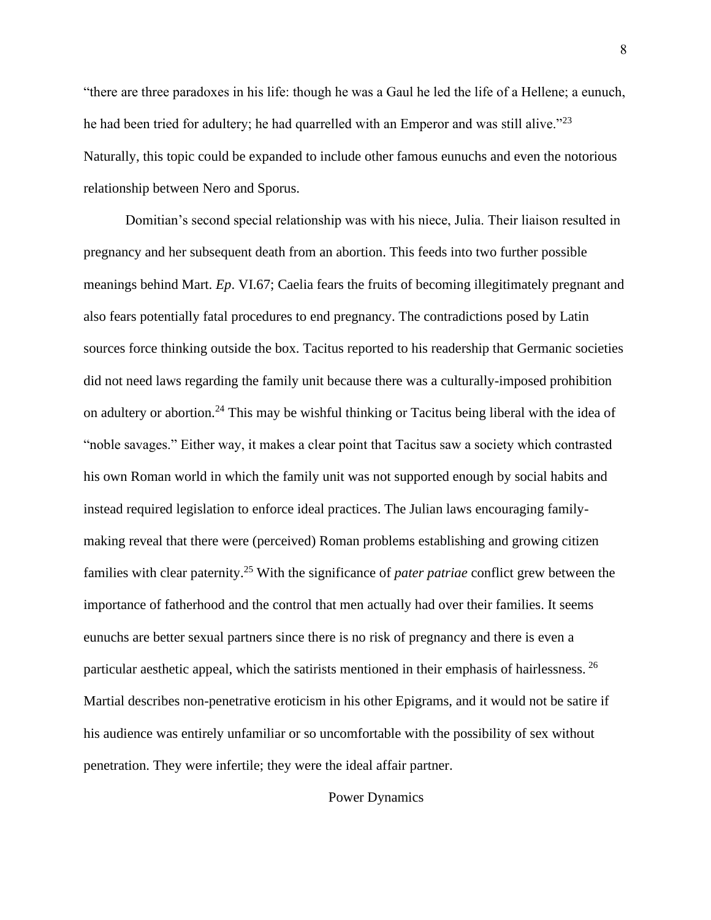"there are three paradoxes in his life: though he was a Gaul he led the life of a Hellene; a eunuch, he had been tried for adultery; he had quarrelled with an Emperor and was still alive."[23] Naturally, this topic could be expanded to include other famous eunuchs and even the notorious relationship between Nero and Sporus.

Domitian's second special relationship was with his niece, Julia. Their liaison resulted in pregnancy and her subsequent death from an abortion. This feeds into two further possible meanings behind Mart. *Ep*. VI.67; Caelia fears the fruits of becoming illegitimately pregnant and also fears potentially fatal procedures to end pregnancy. The contradictions posed by Latin sources force thinking outside the box. Tacitus reported to his readership that Germanic societies did not need laws regarding the family unit because there was a culturally-imposed prohibition on adultery or abortion.[24] This may be wishful thinking or Tacitus being liberal with the idea of "noble savages." Either way, it makes a clear point that Tacitus saw a society which contrasted his own Roman world in which the family unit was not supported enough by social habits and instead required legislation to enforce ideal practices. The Julian laws encouraging family-making reveal that there were (perceived) Roman problems establishing and growing citizen families with clear paternity.[25] With the significance of *pater patriae* conflict grew between the importance of fatherhood and the control that men actually had over their families. It seems eunuchs are better sexual partners since there is no risk of pregnancy and there is even a particular aesthetic appeal, which the satirists mentioned in their emphasis of hairlessness.[26] Martial describes non-penetrative eroticism in his other Epigrams, and it would not be satire if his audience was entirely unfamiliar or so uncomfortable with the possibility of sex without penetration. They were infertile; they were the ideal affair partner.

## Power Dynamics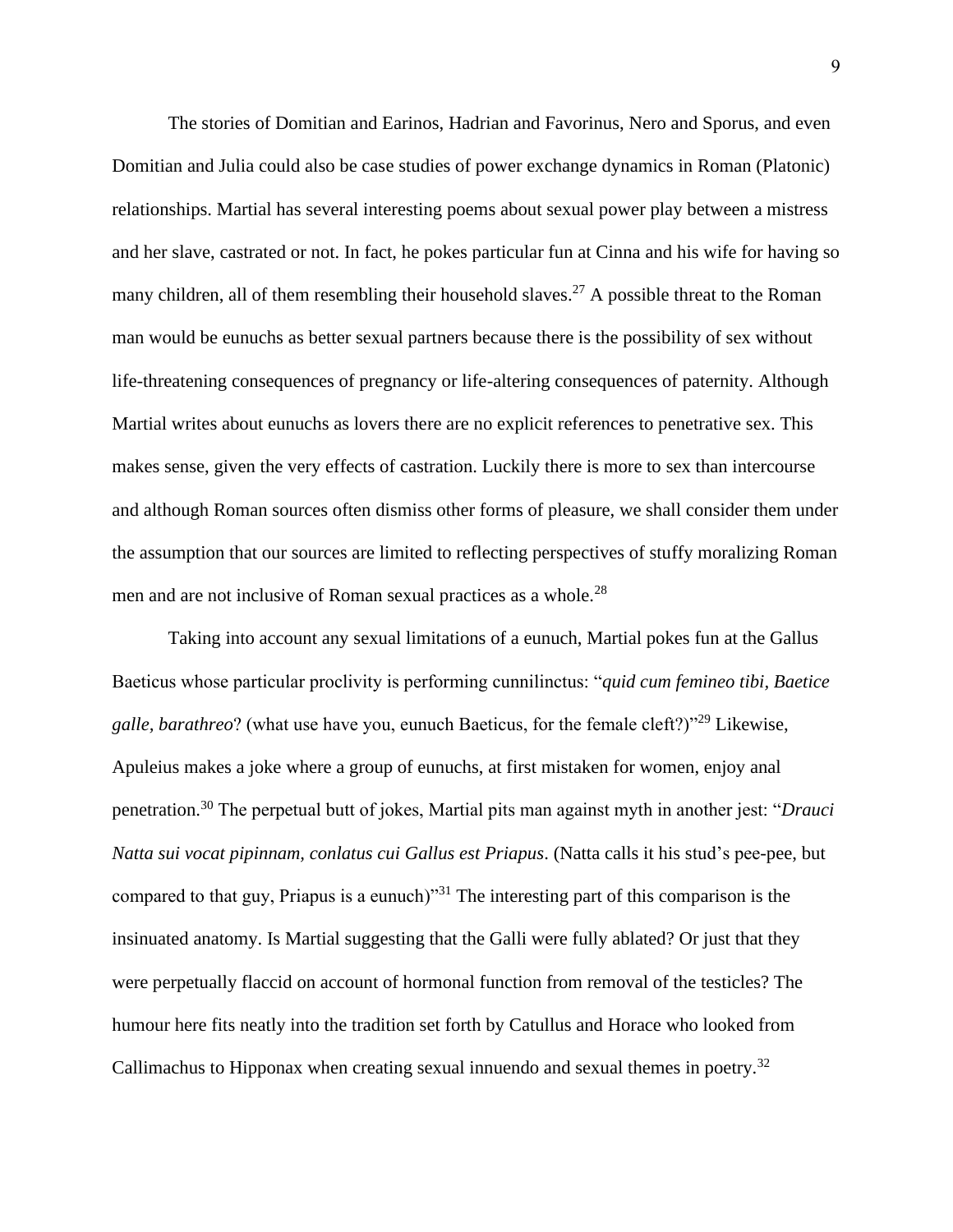The stories of Domitian and Earinos, Hadrian and Favorinus, Nero and Sporus, and even Domitian and Julia could also be case studies of power exchange dynamics in Roman (Platonic) relationships. Martial has several interesting poems about sexual power play between a mistress and her slave, castrated or not. In fact, he pokes particular fun at Cinna and his wife for having so many children, all of them resembling their household slaves.[27] A possible threat to the Roman man would be eunuchs as better sexual partners because there is the possibility of sex without life-threatening consequences of pregnancy or life-altering consequences of paternity. Although Martial writes about eunuchs as lovers there are no explicit references to penetrative sex. This makes sense, given the very effects of castration. Luckily there is more to sex than intercourse and although Roman sources often dismiss other forms of pleasure, we shall consider them under the assumption that our sources are limited to reflecting perspectives of stuffy moralizing Roman men and are not inclusive of Roman sexual practices as a whole.[28]

Taking into account any sexual limitations of a eunuch, Martial pokes fun at the Gallus Baeticus whose particular proclivity is performing cunnilinctus: "*quid cum femineo tibi, Baetice galle, barathreo*? (what use have you, eunuch Baeticus, for the female cleft?)"[29] Likewise, Apuleius makes a joke where a group of eunuchs, at first mistaken for women, enjoy anal penetration.[30] The perpetual butt of jokes, Martial pits man against myth in another jest: "*Drauci Natta sui vocat pipinnam, conlatus cui Gallus est Priapus*. (Natta calls it his stud's pee-pee, but compared to that guy, Priapus is a eunuch)"[31] The interesting part of this comparison is the insinuated anatomy. Is Martial suggesting that the Galli were fully ablated? Or just that they were perpetually flaccid on account of hormonal function from removal of the testicles? The humour here fits neatly into the tradition set forth by Catullus and Horace who looked from Callimachus to Hipponax when creating sexual innuendo and sexual themes in poetry.[32]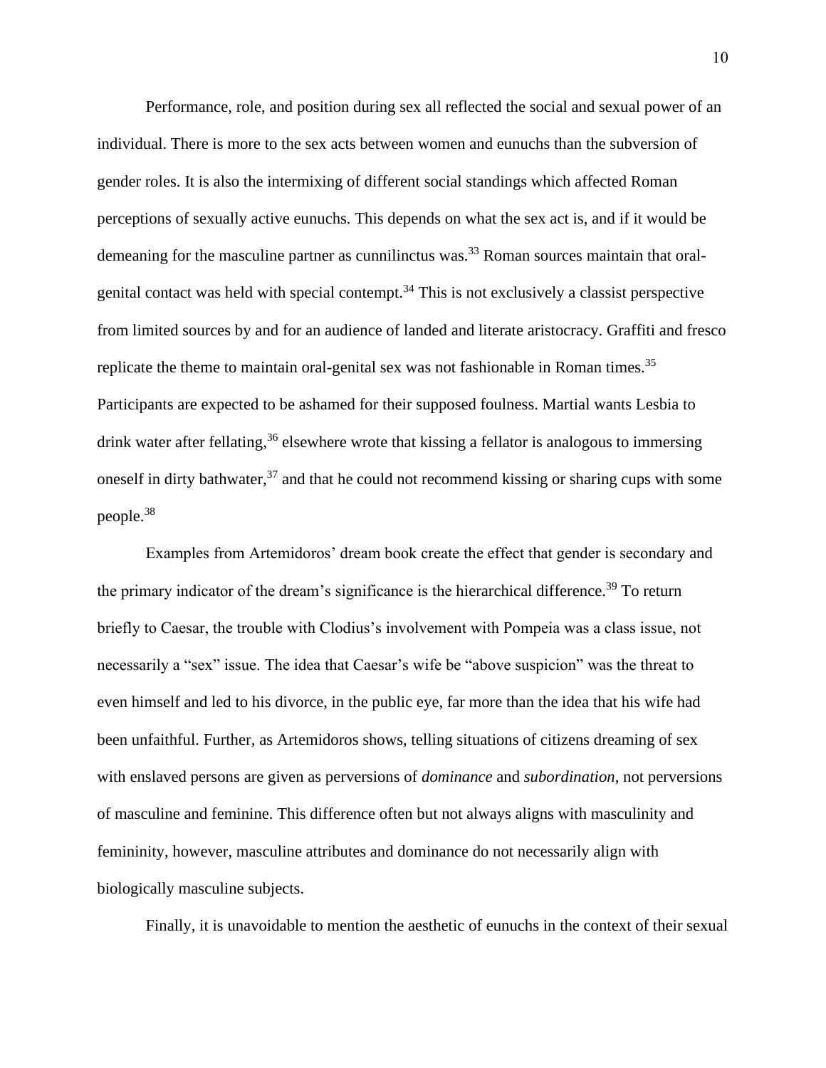Performance, role, and position during sex all reflected the social and sexual power of an individual. There is more to the sex acts between women and eunuchs than the subversion of gender roles. It is also the intermixing of different social standings which affected Roman perceptions of sexually active eunuchs. This depends on what the sex act is, and if it would be demeaning for the masculine partner as cunnilinctus was.[33] Roman sources maintain that oral-genital contact was held with special contempt.[34] This is not exclusively a classist perspective from limited sources by and for an audience of landed and literate aristocracy. Graffiti and fresco replicate the theme to maintain oral-genital sex was not fashionable in Roman times.[35] Participants are expected to be ashamed for their supposed foulness. Martial wants Lesbia to drink water after fellating,[36] elsewhere wrote that kissing a fellator is analogous to immersing oneself in dirty bathwater,[37] and that he could not recommend kissing or sharing cups with some people.[38]

Examples from Artemidoros' dream book create the effect that gender is secondary and the primary indicator of the dream's significance is the hierarchical difference.[39] To return briefly to Caesar, the trouble with Clodius's involvement with Pompeia was a class issue, not necessarily a "sex" issue. The idea that Caesar's wife be "above suspicion" was the threat to even himself and led to his divorce, in the public eye, far more than the idea that his wife had been unfaithful. Further, as Artemidoros shows, telling situations of citizens dreaming of sex with enslaved persons are given as perversions of *dominance* and *subordination*, not perversions of masculine and feminine. This difference often but not always aligns with masculinity and femininity, however, masculine attributes and dominance do not necessarily align with biologically masculine subjects.

Finally, it is unavoidable to mention the aesthetic of eunuchs in the context of their sexual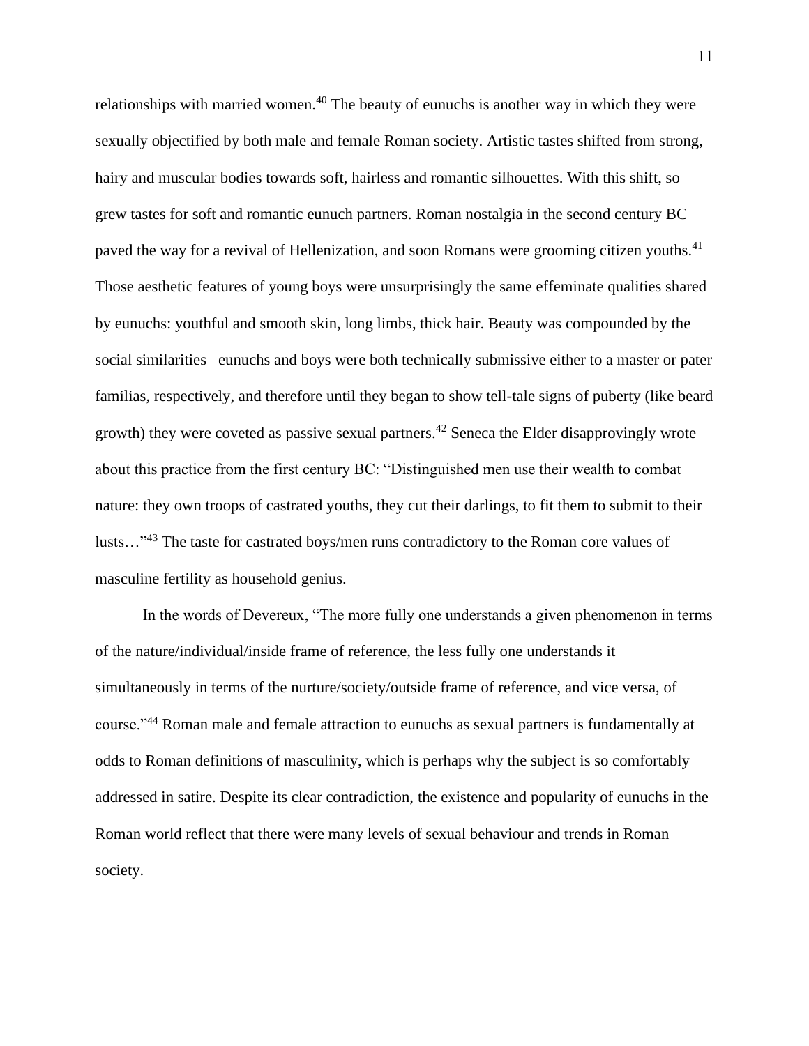relationships with married women.[40] The beauty of eunuchs is another way in which they were sexually objectified by both male and female Roman society. Artistic tastes shifted from strong, hairy and muscular bodies towards soft, hairless and romantic silhouettes. With this shift, so grew tastes for soft and romantic eunuch partners. Roman nostalgia in the second century BC paved the way for a revival of Hellenization, and soon Romans were grooming citizen youths.[41] Those aesthetic features of young boys were unsurprisingly the same effeminate qualities shared by eunuchs: youthful and smooth skin, long limbs, thick hair. Beauty was compounded by the social similarities– eunuchs and boys were both technically submissive either to a master or pater familias, respectively, and therefore until they began to show tell-tale signs of puberty (like beard growth) they were coveted as passive sexual partners.[42] Seneca the Elder disapprovingly wrote about this practice from the first century BC: "Distinguished men use their wealth to combat nature: they own troops of castrated youths, they cut their darlings, to fit them to submit to their lusts…"[43] The taste for castrated boys/men runs contradictory to the Roman core values of masculine fertility as household genius.

In the words of Devereux, "The more fully one understands a given phenomenon in terms of the nature/individual/inside frame of reference, the less fully one understands it simultaneously in terms of the nurture/society/outside frame of reference, and vice versa, of course."[44] Roman male and female attraction to eunuchs as sexual partners is fundamentally at odds to Roman definitions of masculinity, which is perhaps why the subject is so comfortably addressed in satire. Despite its clear contradiction, the existence and popularity of eunuchs in the Roman world reflect that there were many levels of sexual behaviour and trends in Roman society.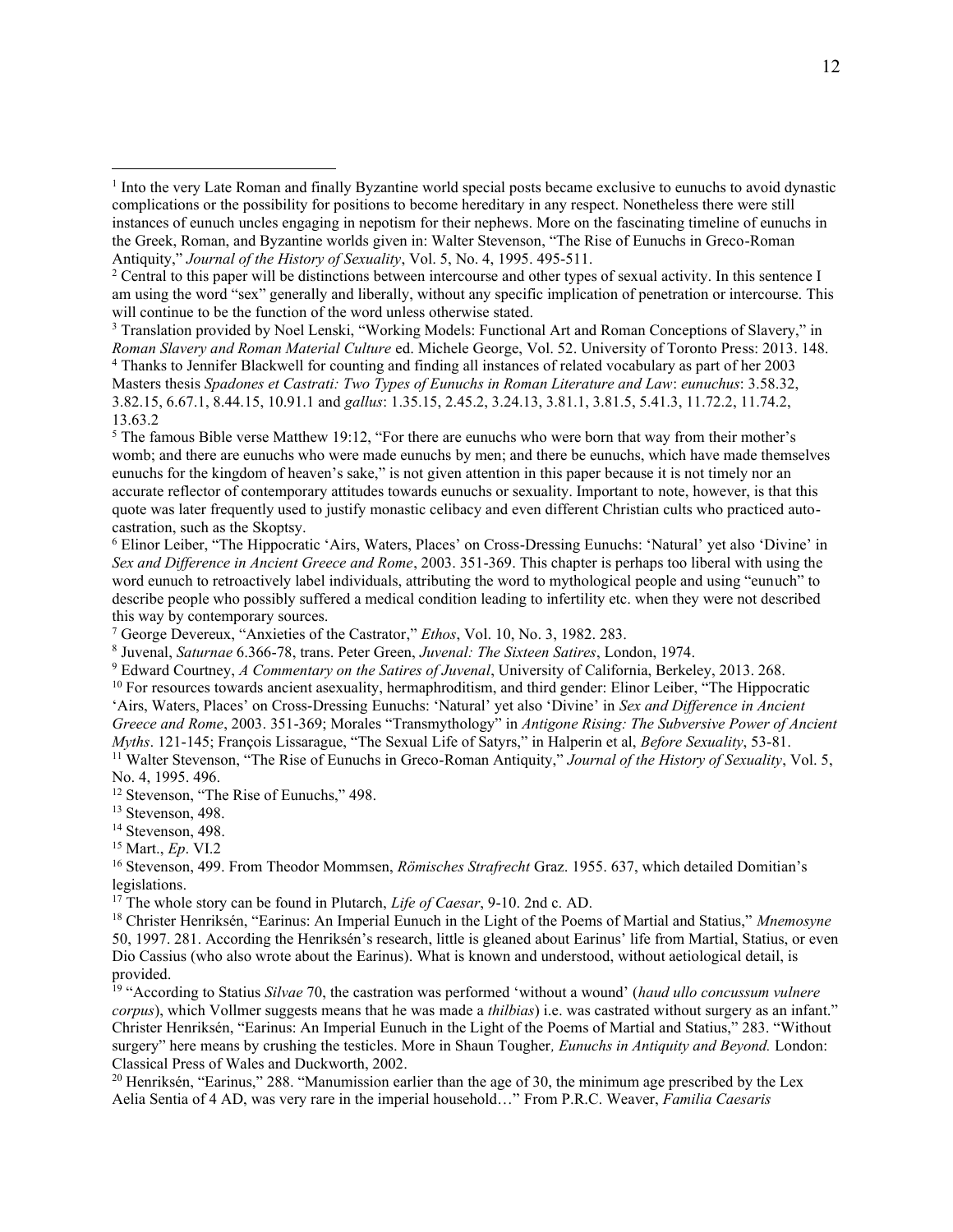[1] Into the very Late Roman and finally Byzantine world special posts became exclusive to eunuchs to avoid dynastic complications or the possibility for positions to become hereditary in any respect. Nonetheless there were still instances of eunuch uncles engaging in nepotism for their nephews. More on the fascinating timeline of eunuchs in the Greek, Roman, and Byzantine worlds given in: Walter Stevenson, "The Rise of Eunuchs in Greco-Roman Antiquity," *Journal of the History of Sexuality*, Vol. 5, No. 4, 1995. 495-511.

[2] Central to this paper will be distinctions between intercourse and other types of sexual activity. In this sentence I am using the word "sex" generally and liberally, without any specific implication of penetration or intercourse. This will continue to be the function of the word unless otherwise stated.

[3] Translation provided by Noel Lenski, "Working Models: Functional Art and Roman Conceptions of Slavery," in *Roman Slavery and Roman Material Culture* ed. Michele George, Vol. 52. University of Toronto Press: 2013. 148.

[4] Thanks to Jennifer Blackwell for counting and finding all instances of related vocabulary as part of her 2003 Masters thesis *Spadones et Castrati: Two Types of Eunuchs in Roman Literature and Law*: *eunuchus*: 3.58.32, 3.82.15, 6.67.1, 8.44.15, 10.91.1 and *gallus*: 1.35.15, 2.45.2, 3.24.13, 3.81.1, 3.81.5, 5.41.3, 11.72.2, 11.74.2, 13.63.2

[5] The famous Bible verse Matthew 19:12, "For there are eunuchs who were born that way from their mother's womb; and there are eunuchs who were made eunuchs by men; and there be eunuchs, which have made themselves eunuchs for the kingdom of heaven's sake," is not given attention in this paper because it is not timely nor an accurate reflector of contemporary attitudes towards eunuchs or sexuality. Important to note, however, is that this quote was later frequently used to justify monastic celibacy and even different Christian cults who practiced auto-castration, such as the Skoptsy.

[6] Elinor Leiber, "The Hippocratic 'Airs, Waters, Places' on Cross-Dressing Eunuchs: 'Natural' yet also 'Divine' in *Sex and Difference in Ancient Greece and Rome*, 2003. 351-369. This chapter is perhaps too liberal with using the word eunuch to retroactively label individuals, attributing the word to mythological people and using "eunuch" to describe people who possibly suffered a medical condition leading to infertility etc. when they were not described this way by contemporary sources.

[7] George Devereux, "Anxieties of the Castrator," *Ethos*, Vol. 10, No. 3, 1982. 283.

[8] Juvenal, *Saturnae* 6.366-78, trans. Peter Green, *Juvenal: The Sixteen Satires*, London, 1974.

[9] Edward Courtney, *A Commentary on the Satires of Juvenal*, University of California, Berkeley, 2013. 268.

[10] For resources towards ancient asexuality, hermaphroditism, and third gender: Elinor Leiber, "The Hippocratic 'Airs, Waters, Places' on Cross-Dressing Eunuchs: 'Natural' yet also 'Divine' in *Sex and Difference in Ancient Greece and Rome*, 2003. 351-369; Morales "Transmythology" in *Antigone Rising: The Subversive Power of Ancient Myths*. 121-145; François Lissarague, "The Sexual Life of Satyrs," in Halperin et al, *Before Sexuality*, 53-81.

[11] Walter Stevenson, "The Rise of Eunuchs in Greco-Roman Antiquity," *Journal of the History of Sexuality*, Vol. 5, No. 4, 1995. 496.

[12] Stevenson, "The Rise of Eunuchs," 498.

[13] Stevenson, 498.

[14] Stevenson, 498.

[15] Mart., *Ep*. VI.2

[16] Stevenson, 499. From Theodor Mommsen, *Römisches Strafrecht* Graz. 1955. 637, which detailed Domitian's legislations.

[17] The whole story can be found in Plutarch, *Life of Caesar*, 9-10. 2nd c. AD.

[18] Christer Henriksén, "Earinus: An Imperial Eunuch in the Light of the Poems of Martial and Statius," *Mnemosyne* 50, 1997. 281. According the Henriksén's research, little is gleaned about Earinus' life from Martial, Statius, or even Dio Cassius (who also wrote about the Earinus). What is known and understood, without aetiological detail, is provided.

[19] "According to Statius *Silvae* 70, the castration was performed 'without a wound' (*haud ullo concussum vulnere corpus*), which Vollmer suggests means that he was made a *thilbias*) i.e. was castrated without surgery as an infant." Christer Henriksén, "Earinus: An Imperial Eunuch in the Light of the Poems of Martial and Statius," 283. "Without surgery" here means by crushing the testicles. More in Shaun Tougher*, Eunuchs in Antiquity and Beyond.* London: Classical Press of Wales and Duckworth, 2002.

[20] Henriksén, "Earinus," 288. "Manumission earlier than the age of 30, the minimum age prescribed by the Lex Aelia Sentia of 4 AD, was very rare in the imperial household…" From P.R.C. Weaver, *Familia Caesaris*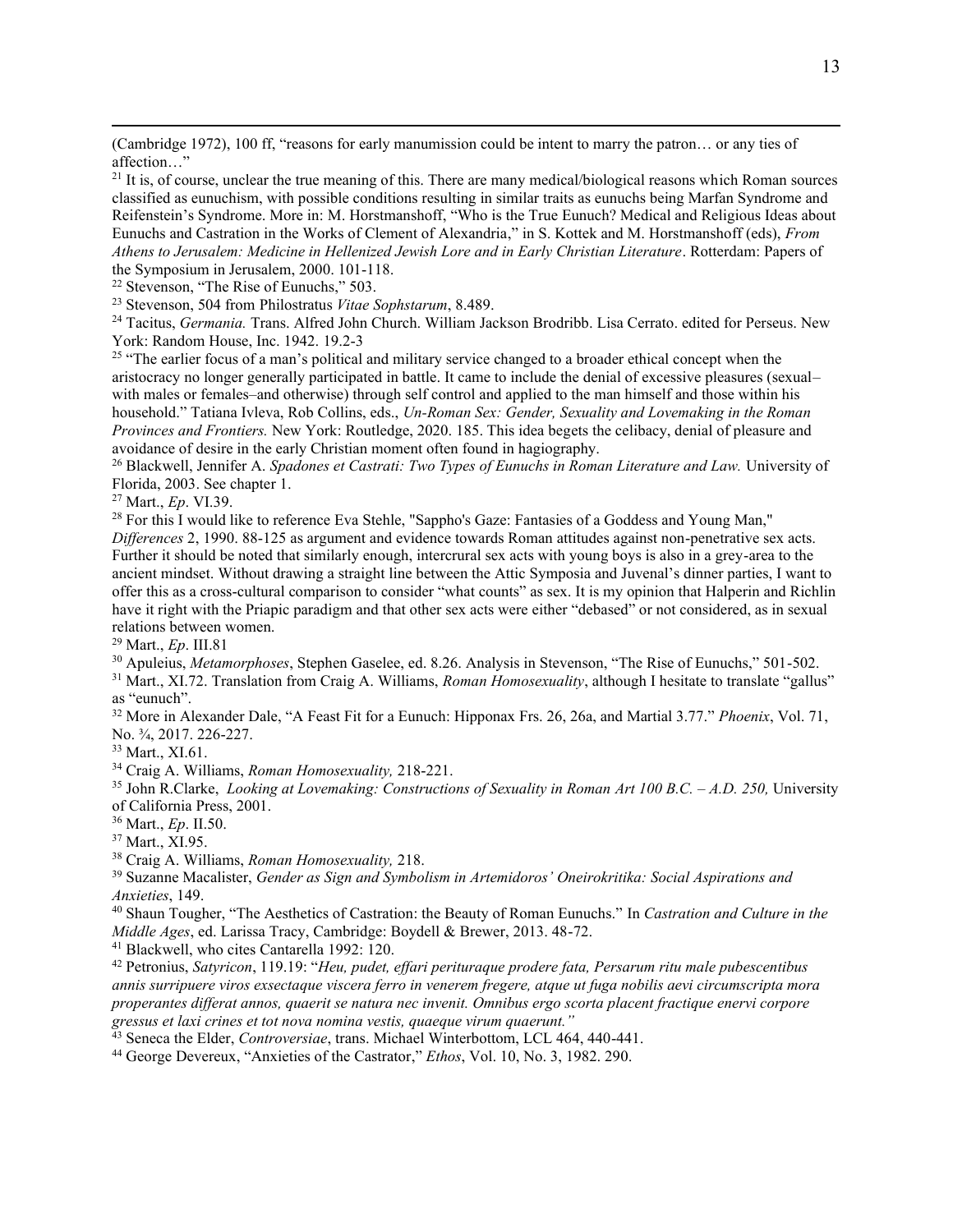(Cambridge 1972), 100 ff, "reasons for early manumission could be intent to marry the patron… or any ties of affection…"

[21] It is, of course, unclear the true meaning of this. There are many medical/biological reasons which Roman sources classified as eunuchism, with possible conditions resulting in similar traits as eunuchs being Marfan Syndrome and Reifenstein's Syndrome. More in: M. Horstmanshoff, "Who is the True Eunuch? Medical and Religious Ideas about Eunuchs and Castration in the Works of Clement of Alexandria," in S. Kottek and M. Horstmanshoff (eds), *From Athens to Jerusalem: Medicine in Hellenized Jewish Lore and in Early Christian Literature*. Rotterdam: Papers of the Symposium in Jerusalem, 2000. 101-118.

[22] Stevenson, "The Rise of Eunuchs," 503.

[23] Stevenson, 504 from Philostratus *Vitae Sophstarum*, 8.489.

[24] Tacitus, *Germania.* Trans. Alfred John Church. William Jackson Brodribb. Lisa Cerrato. edited for Perseus. New York: Random House, Inc. 1942. 19.2-3

[25] "The earlier focus of a man's political and military service changed to a broader ethical concept when the aristocracy no longer generally participated in battle. It came to include the denial of excessive pleasures (sexual–with males or females–and otherwise) through self control and applied to the man himself and those within his household." Tatiana Ivleva, Rob Collins, eds., *Un-Roman Sex: Gender, Sexuality and Lovemaking in the Roman Provinces and Frontiers.* New York: Routledge, 2020. 185. This idea begets the celibacy, denial of pleasure and avoidance of desire in the early Christian moment often found in hagiography.

[26] Blackwell, Jennifer A. *Spadones et Castrati: Two Types of Eunuchs in Roman Literature and Law.* University of Florida, 2003. See chapter 1.

[27] Mart., *Ep*. VI.39.

[28] For this I would like to reference Eva Stehle, "Sappho's Gaze: Fantasies of a Goddess and Young Man," *Differences* 2, 1990. 88-125 as argument and evidence towards Roman attitudes against non-penetrative sex acts. Further it should be noted that similarly enough, intercrural sex acts with young boys is also in a grey-area to the ancient mindset. Without drawing a straight line between the Attic Symposia and Juvenal's dinner parties, I want to offer this as a cross-cultural comparison to consider "what counts" as sex. It is my opinion that Halperin and Richlin have it right with the Priapic paradigm and that other sex acts were either "debased" or not considered, as in sexual relations between women.

[29] Mart., *Ep*. III.81

[30] Apuleius, *Metamorphoses*, Stephen Gaselee, ed. 8.26. Analysis in Stevenson, "The Rise of Eunuchs," 501-502.

[31] Mart., XI.72. Translation from Craig A. Williams, *Roman Homosexuality*, although I hesitate to translate "gallus" as "eunuch".

[32] More in Alexander Dale, "A Feast Fit for a Eunuch: Hipponax Frs. 26, 26a, and Martial 3.77." *Phoenix*, Vol. 71, No. ¾, 2017. 226-227.

[33] Mart., XI.61.

[34] Craig A. Williams, *Roman Homosexuality,* 218-221.

[35] John R.Clarke, *Looking at Lovemaking: Constructions of Sexuality in Roman Art 100 B.C. – A.D. 250,* University of California Press, 2001.

[36] Mart., *Ep*. II.50.

[37] Mart., XI.95.

[38] Craig A. Williams, *Roman Homosexuality,* 218.

[39] Suzanne Macalister, *Gender as Sign and Symbolism in Artemidoros' Oneirokritika: Social Aspirations and Anxieties*, 149.

[40] Shaun Tougher, "The Aesthetics of Castration: the Beauty of Roman Eunuchs." In *Castration and Culture in the Middle Ages*, ed. Larissa Tracy, Cambridge: Boydell & Brewer, 2013. 48-72.

[41] Blackwell, who cites Cantarella 1992: 120.

[42] Petronius, *Satyricon*, 119.19: "*Heu, pudet, effari perituraque prodere fata, Persarum ritu male pubescentibus annis surripuere viros exsectaque viscera ferro in venerem fregere, atque ut fuga nobilis aevi circumscripta mora properantes differat annos, quaerit se natura nec invenit. Omnibus ergo scorta placent fractique enervi corpore gressus et laxi crines et tot nova nomina vestis, quaeque virum quaerunt.*"

[43] Seneca the Elder, *Controversiae*, trans. Michael Winterbottom, LCL 464, 440-441.

[44] George Devereux, "Anxieties of the Castrator," *Ethos*, Vol. 10, No. 3, 1982. 290.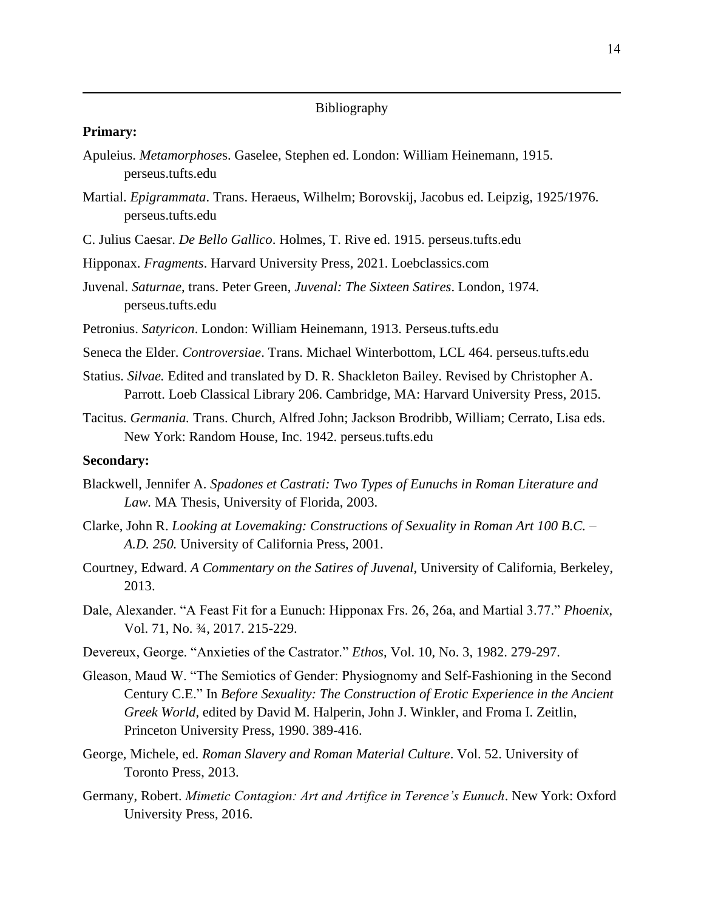## Bibliography

**Primary:**

Apuleius. *Metamorphoses*. Gaselee, Stephen ed. London: William Heinemann, 1915. perseus.tufts.edu

Martial. *Epigrammata*. Trans. Heraeus, Wilhelm; Borovskij, Jacobus ed. Leipzig, 1925/1976. perseus.tufts.edu

C. Julius Caesar. *De Bello Gallico*. Holmes, T. Rive ed. 1915. perseus.tufts.edu

Hipponax. *Fragments*. Harvard University Press, 2021. Loebclassics.com

Juvenal. *Saturnae*, trans. Peter Green, *Juvenal: The Sixteen Satires*. London, 1974. perseus.tufts.edu

Petronius. *Satyricon*. London: William Heinemann, 1913. Perseus.tufts.edu

Seneca the Elder. *Controversiae*. Trans. Michael Winterbottom, LCL 464. perseus.tufts.edu

Statius. *Silvae.* Edited and translated by D. R. Shackleton Bailey. Revised by Christopher A. Parrott. Loeb Classical Library 206. Cambridge, MA: Harvard University Press, 2015.

Tacitus. *Germania.* Trans. Church, Alfred John; Jackson Brodribb, William; Cerrato, Lisa eds. New York: Random House, Inc. 1942. perseus.tufts.edu

**Secondary:**

Blackwell, Jennifer A. *Spadones et Castrati: Two Types of Eunuchs in Roman Literature and Law.* MA Thesis, University of Florida, 2003.

Clarke, John R. *Looking at Lovemaking: Constructions of Sexuality in Roman Art 100 B.C. – A.D. 250.* University of California Press, 2001.

Courtney, Edward. *A Commentary on the Satires of Juvenal*, University of California, Berkeley, 2013.

Dale, Alexander. "A Feast Fit for a Eunuch: Hipponax Frs. 26, 26a, and Martial 3.77." *Phoenix,* Vol. 71, No. ¾, 2017. 215-229.

Devereux, George. "Anxieties of the Castrator." *Ethos*, Vol. 10, No. 3, 1982. 279-297.

Gleason, Maud W. "The Semiotics of Gender: Physiognomy and Self-Fashioning in the Second Century C.E." In *Before Sexuality: The Construction of Erotic Experience in the Ancient Greek World*, edited by David M. Halperin, John J. Winkler, and Froma I. Zeitlin, Princeton University Press, 1990. 389-416.

George, Michele, ed. *Roman Slavery and Roman Material Culture*. Vol. 52. University of Toronto Press, 2013.

Germany, Robert. *Mimetic Contagion: Art and Artifice in Terence's Eunuch*. New York: Oxford University Press, 2016.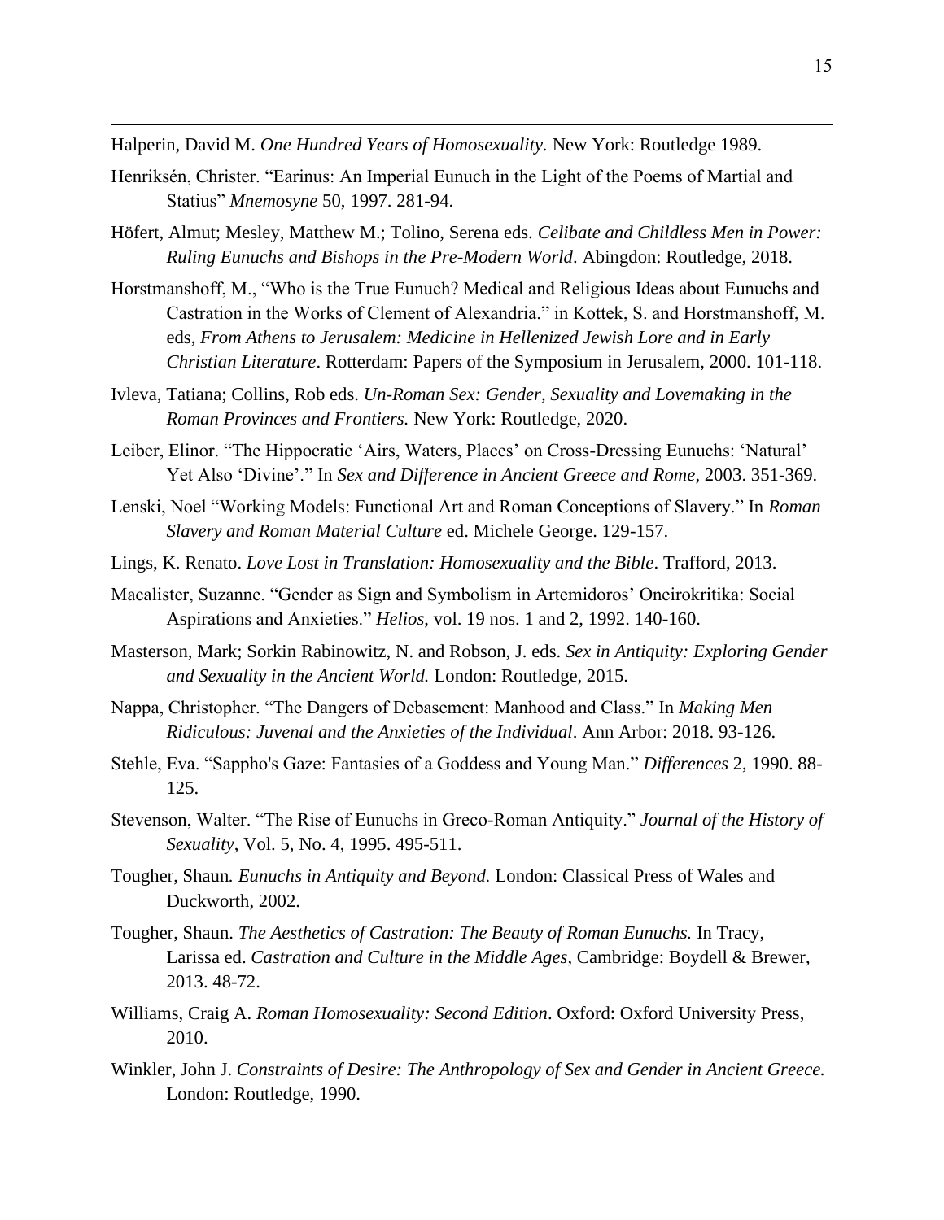Halperin, David M. *One Hundred Years of Homosexuality.* New York: Routledge 1989.

Henriksén, Christer. "Earinus: An Imperial Eunuch in the Light of the Poems of Martial and Statius" *Mnemosyne* 50, 1997. 281-94.

Höfert, Almut; Mesley, Matthew M.; Tolino, Serena eds. *Celibate and Childless Men in Power: Ruling Eunuchs and Bishops in the Pre-Modern World*. Abingdon: Routledge, 2018.

Horstmanshoff, M., "Who is the True Eunuch? Medical and Religious Ideas about Eunuchs and Castration in the Works of Clement of Alexandria." in Kottek, S. and Horstmanshoff, M. eds, *From Athens to Jerusalem: Medicine in Hellenized Jewish Lore and in Early Christian Literature*. Rotterdam: Papers of the Symposium in Jerusalem, 2000. 101-118.

Ivleva, Tatiana; Collins, Rob eds. *Un-Roman Sex: Gender, Sexuality and Lovemaking in the Roman Provinces and Frontiers.* New York: Routledge, 2020.

Leiber, Elinor. "The Hippocratic 'Airs, Waters, Places' on Cross-Dressing Eunuchs: 'Natural' Yet Also 'Divine'." In *Sex and Difference in Ancient Greece and Rome*, 2003. 351-369.

Lenski, Noel "Working Models: Functional Art and Roman Conceptions of Slavery." In *Roman Slavery and Roman Material Culture* ed. Michele George. 129-157.

Lings, K. Renato. *Love Lost in Translation: Homosexuality and the Bible*. Trafford, 2013.

Macalister, Suzanne. "Gender as Sign and Symbolism in Artemidoros' Oneirokritika: Social Aspirations and Anxieties." *Helios*, vol. 19 nos. 1 and 2, 1992. 140-160.

Masterson, Mark; Sorkin Rabinowitz, N. and Robson, J. eds. *Sex in Antiquity: Exploring Gender and Sexuality in the Ancient World.* London: Routledge, 2015.

Nappa, Christopher. "The Dangers of Debasement: Manhood and Class." In *Making Men Ridiculous: Juvenal and the Anxieties of the Individual*. Ann Arbor: 2018. 93-126.

Stehle, Eva. "Sappho's Gaze: Fantasies of a Goddess and Young Man." *Differences* 2, 1990. 88-125.

Stevenson, Walter. "The Rise of Eunuchs in Greco-Roman Antiquity." *Journal of the History of Sexuality*, Vol. 5, No. 4, 1995. 495-511.

Tougher, Shaun*.* *Eunuchs in Antiquity and Beyond.* London: Classical Press of Wales and Duckworth, 2002.

Tougher, Shaun. *The Aesthetics of Castration: The Beauty of Roman Eunuchs.* In Tracy, Larissa ed. *Castration and Culture in the Middle Ages*, Cambridge: Boydell & Brewer, 2013. 48-72.

Williams, Craig A. *Roman Homosexuality: Second Edition*. Oxford: Oxford University Press, 2010.

Winkler, John J. *Constraints of Desire: The Anthropology of Sex and Gender in Ancient Greece.* London: Routledge, 1990.